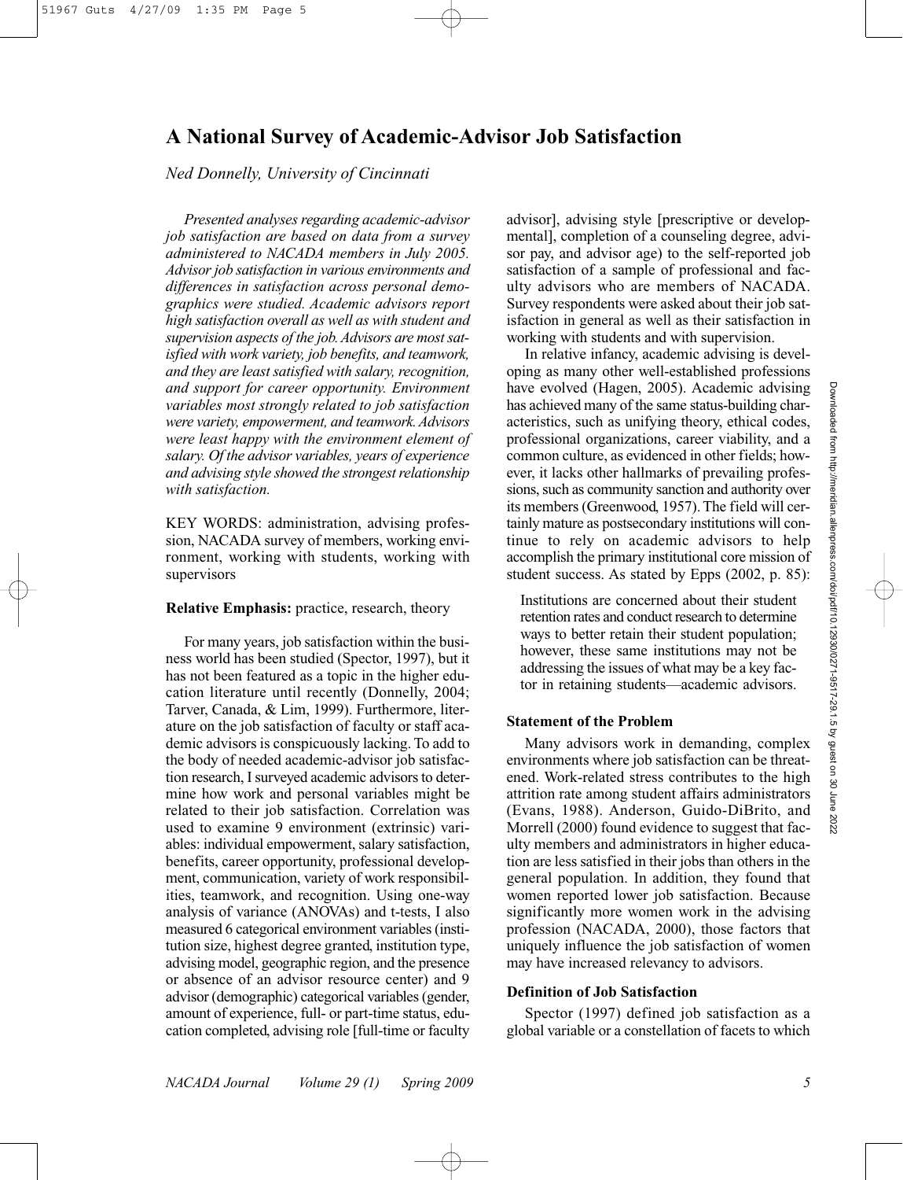# A National Survey of Academic-Advisor Job Satisfaction

*Ned Donnelly, University of Cincinnati*

*Presented analyses regarding academic-advisor job satisfaction are based on data from a survey administered to NACADA members in July 2005. Advisor job satisfaction in various environments and differences in satisfaction across personal demographics were studied. Academic advisors report high satisfaction overall as well as with student and supervision aspects of the job. Advisors are most satisfied with work variety, job benefits, and teamwork, and they are least satisfied with salary, recognition, and support for career opportunity. Environment variables most strongly related to job satisfaction were variety, empowerment, and teamwork. Advisors were least happy with the environment element of salary. Of the advisor variables, years of experience and advising style showed the strongest relationship with satisfaction.*

KEY WORDS: administration, advising profession, NACADA survey of members, working environment, working with students, working with supervisors

**Relative Emphasis:** practice, research, theory

For many years, job satisfaction within the business world has been studied (Spector, 1997), but it has not been featured as a topic in the higher education literature until recently (Donnelly, 2004; Tarver, Canada, & Lim, 1999). Furthermore, literature on the job satisfaction of faculty or staff academic advisors is conspicuously lacking. To add to the body of needed academic-advisor job satisfaction research, I surveyed academic advisors to determine how work and personal variables might be related to their job satisfaction. Correlation was used to examine 9 environment (extrinsic) variables: individual empowerment, salary satisfaction, benefits, career opportunity, professional development, communication, variety of work responsibilities, teamwork, and recognition. Using one-way analysis of variance (ANOVAs) and t-tests, I also measured 6 categorical environment variables (institution size, highest degree granted, institution type, advising model, geographic region, and the presence or absence of an advisor resource center) and 9 advisor (demographic) categorical variables (gender, amount of experience, full- or part-time status, education completed, advising role [full-time or faculty advisor], advising style [prescriptive or developmental], completion of a counseling degree, advisor pay, and advisor age) to the self-reported job satisfaction of a sample of professional and faculty advisors who are members of NACADA. Survey respondents were asked about their job satisfaction in general as well as their satisfaction in working with students and with supervision.

In relative infancy, academic advising is developing as many other well-established professions have evolved (Hagen, 2005). Academic advising has achieved many of the same status-building characteristics, such as unifying theory, ethical codes, professional organizations, career viability, and a common culture, as evidenced in other fields; however, it lacks other hallmarks of prevailing professions, such as community sanction and authority over its members (Greenwood, 1957). The field will certainly mature as postsecondary institutions will continue to rely on academic advisors to help accomplish the primary institutional core mission of student success. As stated by Epps (2002, p. 85):

> Institutions are concerned about their student retention rates and conduct research to determine ways to better retain their student population; however, these same institutions may not be addressing the issues of what may be a key factor in retaining students—academic advisors.

### Statement of the Problem

Many advisors work in demanding, complex environments where job satisfaction can be threatened. Work-related stress contributes to the high attrition rate among student affairs administrators (Evans, 1988). Anderson, Guido-DiBrito, and Morrell (2000) found evidence to suggest that faculty members and administrators in higher education are less satisfied in their jobs than others in the general population. In addition, they found that women reported lower job satisfaction. Because significantly more women work in the advising profession (NACADA, 2000), those factors that uniquely influence the job satisfaction of women may have increased relevancy to advisors.

### Definition of Job Satisfaction

Spector (1997) defined job satisfaction as a global variable or a constellation of facets to which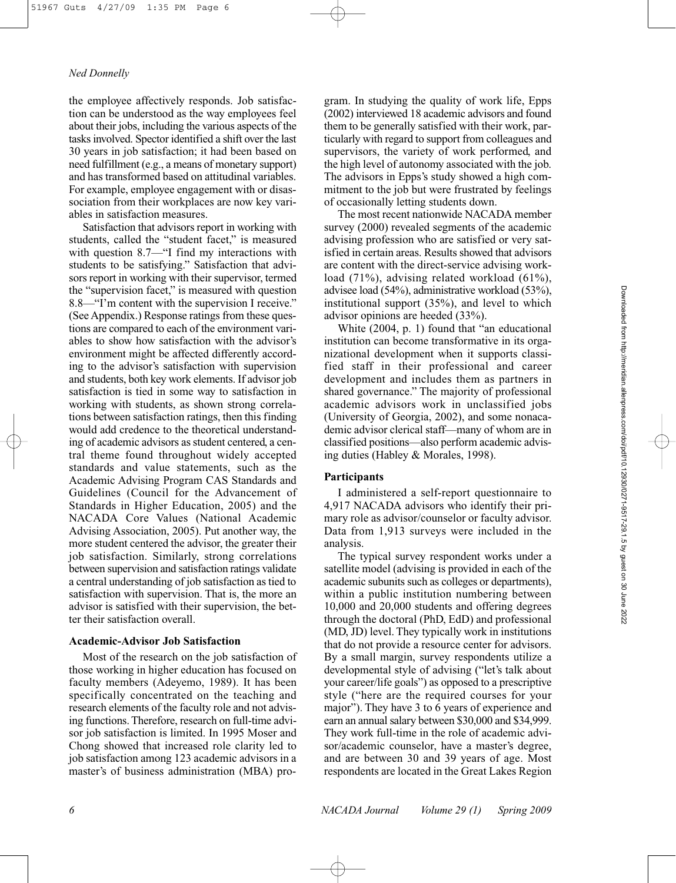the employee affectively responds. Job satisfaction can be understood as the way employees feel about their jobs, including the various aspects of the tasks involved. Spector identified a shift over the last 30 years in job satisfaction; it had been based on need fulfillment (e.g., a means of monetary support) and has transformed based on attitudinal variables. For example, employee engagement with or disassociation from their workplaces are now key variables in satisfaction measures.

Satisfaction that advisors report in working with students, called the "student facet," is measured with question 8.7—"I find my interactions with students to be satisfying." Satisfaction that advisors report in working with their supervisor, termed the "supervision facet," is measured with question 8.8—"I'm content with the supervision I receive." (See Appendix.) Response ratings from these questions are compared to each of the environment variables to show how satisfaction with the advisor's environment might be affected differently according to the advisor's satisfaction with supervision and students, both key work elements. If advisor job satisfaction is tied in some way to satisfaction in working with students, as shown strong correlations between satisfaction ratings, then this finding would add credence to the theoretical understanding of academic advisors as student centered, a central theme found throughout widely accepted standards and value statements, such as the Academic Advising Program CAS Standards and Guidelines (Council for the Advancement of Standards in Higher Education, 2005) and the NACADA Core Values (National Academic Advising Association, 2005). Put another way, the more student centered the advisor, the greater their job satisfaction. Similarly, strong correlations between supervision and satisfaction ratings validate a central understanding of job satisfaction as tied to satisfaction with supervision. That is, the more an advisor is satisfied with their supervision, the better their satisfaction overall.

### Academic-Advisor Job Satisfaction

Most of the research on the job satisfaction of those working in higher education has focused on faculty members (Adeyemo, 1989). It has been specifically concentrated on the teaching and research elements of the faculty role and not advising functions. Therefore, research on full-time advisor job satisfaction is limited. In 1995 Moser and Chong showed that increased role clarity led to job satisfaction among 123 academic advisors in a master's of business administration (MBA) program. In studying the quality of work life, Epps (2002) interviewed 18 academic advisors and found them to be generally satisfied with their work, particularly with regard to support from colleagues and supervisors, the variety of work performed, and the high level of autonomy associated with the job. The advisors in Epps's study showed a high commitment to the job but were frustrated by feelings of occasionally letting students down.

The most recent nationwide NACADA member survey (2000) revealed segments of the academic advising profession who are satisfied or very satisfied in certain areas. Results showed that advisors are content with the direct-service advising workload (71%), advising related workload (61%), advisee load (54%), administrative workload (53%), institutional support (35%), and level to which advisor opinions are heeded (33%).

White (2004, p. 1) found that "an educational institution can become transformative in its organizational development when it supports classified staff in their professional and career development and includes them as partners in shared governance." The majority of professional academic advisors work in unclassified jobs (University of Georgia, 2002), and some nonacademic advisor clerical staff—many of whom are in classified positions—also perform academic advising duties (Habley & Morales, 1998).

### Participants

I administered a self-report questionnaire to 4,917 NACADA advisors who identify their primary role as advisor/counselor or faculty advisor. Data from 1,913 surveys were included in the analysis.

The typical survey respondent works under a satellite model (advising is provided in each of the academic subunits such as colleges or departments), within a public institution numbering between 10,000 and 20,000 students and offering degrees through the doctoral (PhD, EdD) and professional (MD, JD) level. They typically work in institutions that do not provide a resource center for advisors. By a small margin, survey respondents utilize a developmental style of advising ("let's talk about your career/life goals") as opposed to a prescriptive style ("here are the required courses for your major"). They have 3 to 6 years of experience and earn an annual salary between $30,000 and $34,999. They work full-time in the role of academic advisor/academic counselor, have a master's degree, and are between 30 and 39 years of age. Most respondents are located in the Great Lakes Region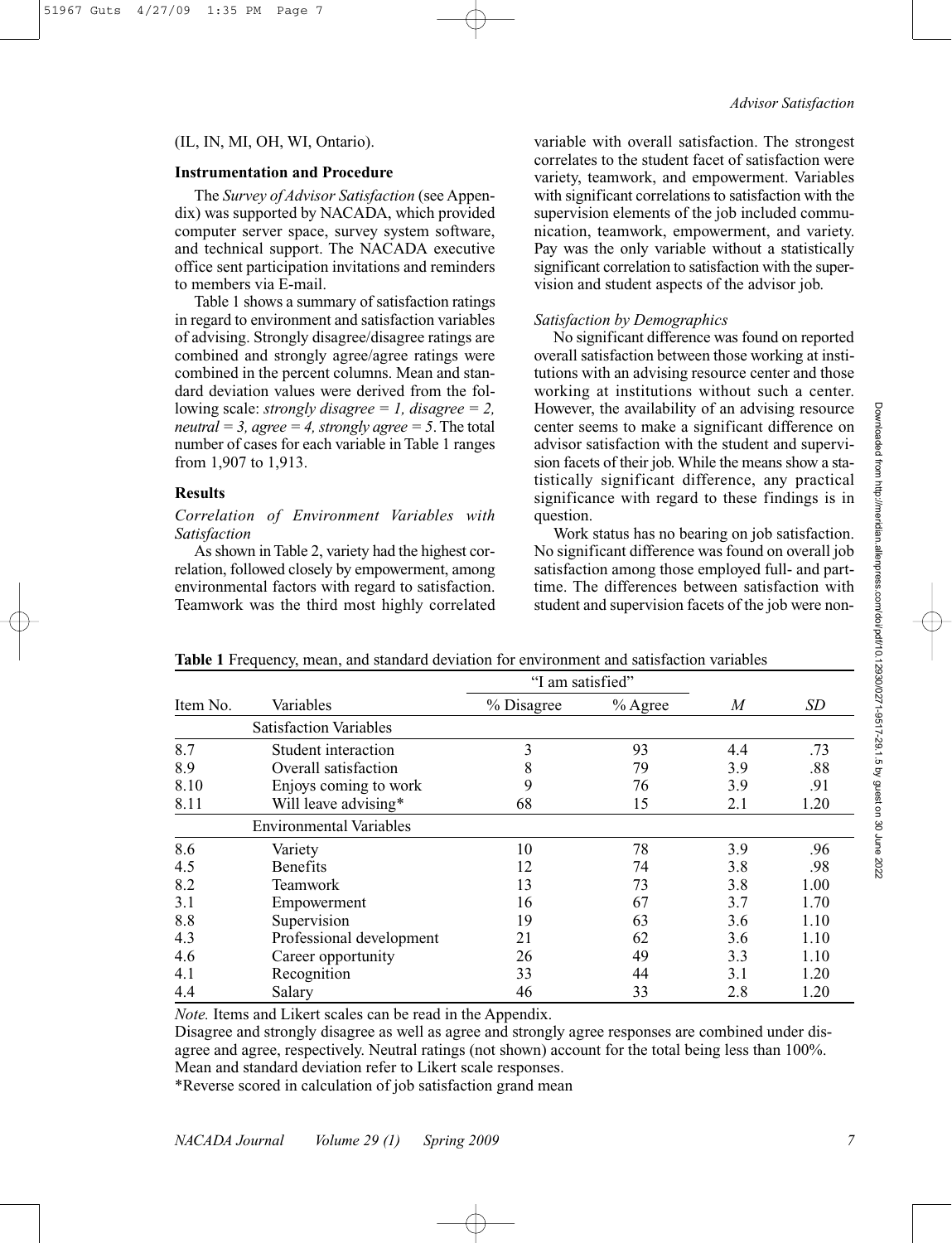(IL, IN, MI, OH, WI, Ontario).

### Instrumentation and Procedure

The *Survey of Advisor Satisfaction* (see Appendix) was supported by NACADA, which provided computer server space, survey system software, and technical support. The NACADA executive office sent participation invitations and reminders to members via E-mail.

Table 1 shows a summary of satisfaction ratings in regard to environment and satisfaction variables of advising. Strongly disagree/disagree ratings are combined and strongly agree/agree ratings were combined in the percent columns. Mean and standard deviation values were derived from the following scale: *strongly disagree = 1, disagree = 2, neutral = 3, agree = 4, strongly agree = 5*. The total number of cases for each variable in Table 1 ranges from 1,907 to 1,913.

## Results

### *Correlation of Environment Variables with Satisfaction*

As shown in Table 2, variety had the highest correlation, followed closely by empowerment, among environmental factors with regard to satisfaction. Teamwork was the third most highly correlated variable with overall satisfaction. The strongest correlates to the student facet of satisfaction were variety, teamwork, and empowerment. Variables with significant correlations to satisfaction with the supervision elements of the job included communication, teamwork, empowerment, and variety. Pay was the only variable without a statistically significant correlation to satisfaction with the supervision and student aspects of the advisor job.

### *Satisfaction by Demographics*

No significant difference was found on reported overall satisfaction between those working at institutions with an advising resource center and those working at institutions without such a center. However, the availability of an advising resource center seems to make a significant difference on advisor satisfaction with the student and supervision facets of their job. While the means show a statistically significant difference, any practical significance with regard to these findings is in question.

Work status has no bearing on job satisfaction. No significant difference was found on overall job satisfaction among those employed full- and part-time. The differences between satisfaction with student and supervision facets of the job were non-

**Table 1** Frequency, mean, and standard deviation for environment and satisfaction variables

| Item No. | Variables | "I am satisfied" | | $M$ | $SD$ |
|---|---|---|---|---|---|
| | | % Disagree | % Agree | | |
| | **Satisfaction Variables** | | | | |
| 8.7 | Student interaction | 3 | 93 | 4.4 | .73 |
| 8.9 | Overall satisfaction | 8 | 79 | 3.9 | .88 |
| 8.10 | Enjoys coming to work | 9 | 76 | 3.9 | .91 |
| 8.11 | Will leave advising* | 68 | 15 | 2.1 | 1.20 |
| | **Environmental Variables** | | | | |
| 8.6 | Variety | 10 | 78 | 3.9 | .96 |
| 4.5 | Benefits | 12 | 74 | 3.8 | .98 |
| 8.2 | Teamwork | 13 | 73 | 3.8 | 1.00 |
| 3.1 | Empowerment | 16 | 67 | 3.7 | 1.70 |
| 8.8 | Supervision | 19 | 63 | 3.6 | 1.10 |
| 4.3 | Professional development | 21 | 62 | 3.6 | 1.10 |
| 4.6 | Career opportunity | 26 | 49 | 3.3 | 1.10 |
| 4.1 | Recognition | 33 | 44 | 3.1 | 1.20 |
| 4.4 | Salary | 46 | 33 | 2.8 | 1.20 |

*Note.* Items and Likert scales can be read in the Appendix.
Disagree and strongly disagree as well as agree and strongly agree responses are combined under disagree and agree, respectively. Neutral ratings (not shown) account for the total being less than 100%.
Mean and standard deviation refer to Likert scale responses.
*Reverse scored in calculation of job satisfaction grand mean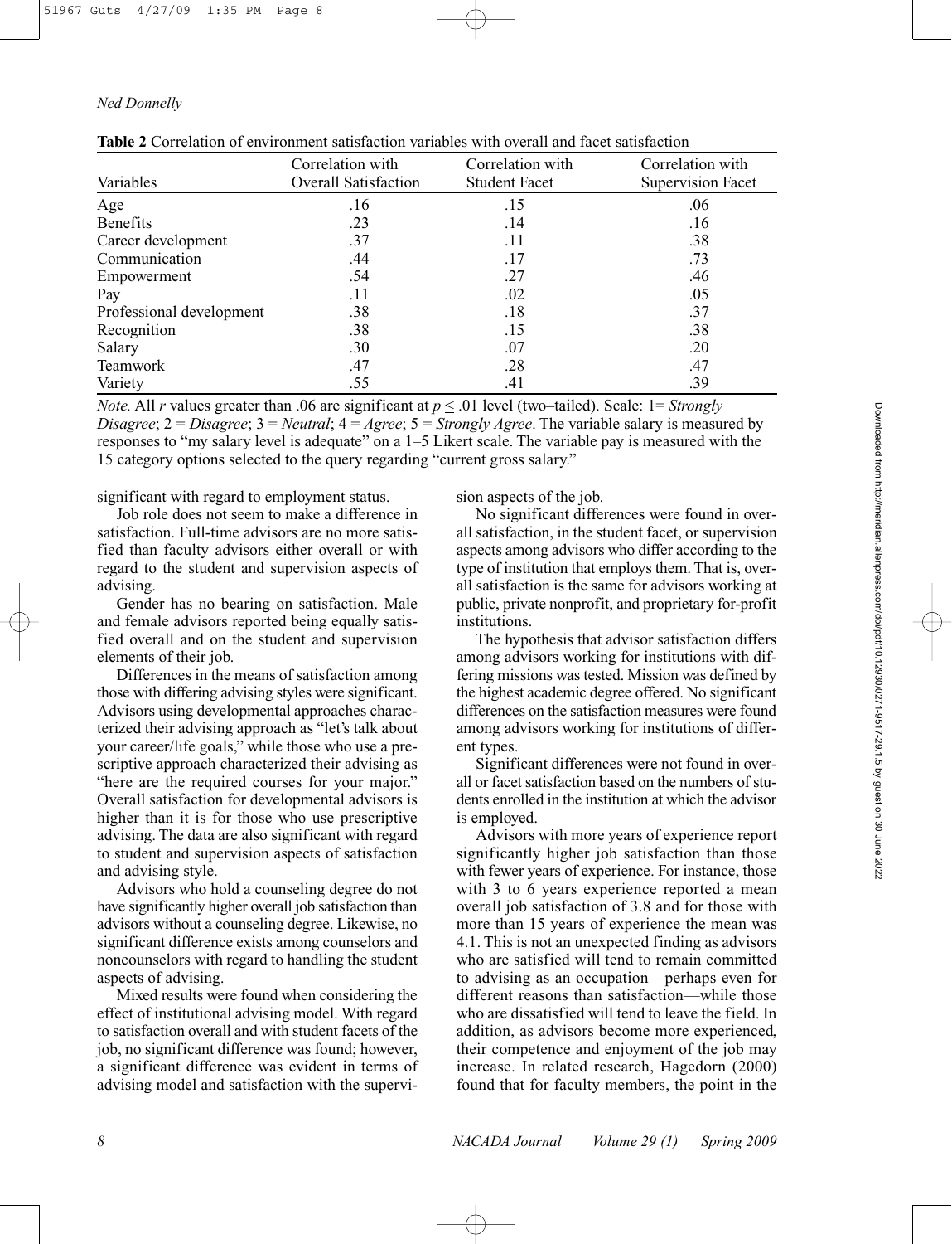**Table 2** Correlation of environment satisfaction variables with overall and facet satisfaction

| Variables | Correlation with Overall Satisfaction | Correlation with Student Facet | Correlation with Supervision Facet |
|---|---|---|---|
| Age | .16 | .15 | .06 |
| Benefits | .23 | .14 | .16 |
| Career development | .37 | .11 | .38 |
| Communication | .44 | .17 | .73 |
| Empowerment | .54 | .27 | .46 |
| Pay | .11 | .02 | .05 |
| Professional development | .38 | .18 | .37 |
| Recognition | .38 | .15 | .38 |
| Salary | .30 | .07 | .20 |
| Teamwork | .47 | .28 | .47 |
| Variety | .55 | .41 | .39 |

*Note.* All *r* values greater than .06 are significant at $p \leq .01$ level (two–tailed). Scale: 1= *Strongly Disagree*; 2 = *Disagree*; 3 = *Neutral*; 4 = *Agree*; 5 = *Strongly Agree*. The variable salary is measured by responses to "my salary level is adequate" on a 1–5 Likert scale. The variable pay is measured with the 15 category options selected to the query regarding "current gross salary."

significant with regard to employment status.

Job role does not seem to make a difference in satisfaction. Full-time advisors are no more satisfied than faculty advisors either overall or with regard to the student and supervision aspects of advising.

Gender has no bearing on satisfaction. Male and female advisors reported being equally satisfied overall and on the student and supervision elements of their job.

Differences in the means of satisfaction among those with differing advising styles were significant. Advisors using developmental approaches characterized their advising approach as "let's talk about your career/life goals," while those who use a prescriptive approach characterized their advising as "here are the required courses for your major." Overall satisfaction for developmental advisors is higher than it is for those who use prescriptive advising. The data are also significant with regard to student and supervision aspects of satisfaction and advising style.

Advisors who hold a counseling degree do not have significantly higher overall job satisfaction than advisors without a counseling degree. Likewise, no significant difference exists among counselors and noncounselors with regard to handling the student aspects of advising.

Mixed results were found when considering the effect of institutional advising model. With regard to satisfaction overall and with student facets of the job, no significant difference was found; however, a significant difference was evident in terms of advising model and satisfaction with the supervision aspects of the job.

No significant differences were found in overall satisfaction, in the student facet, or supervision aspects among advisors who differ according to the type of institution that employs them. That is, overall satisfaction is the same for advisors working at public, private nonprofit, and proprietary for-profit institutions.

The hypothesis that advisor satisfaction differs among advisors working for institutions with differing missions was tested. Mission was defined by the highest academic degree offered. No significant differences on the satisfaction measures were found among advisors working for institutions of different types.

Significant differences were not found in overall or facet satisfaction based on the numbers of students enrolled in the institution at which the advisor is employed.

Advisors with more years of experience report significantly higher job satisfaction than those with fewer years of experience. For instance, those with 3 to 6 years experience reported a mean overall job satisfaction of 3.8 and for those with more than 15 years of experience the mean was 4.1. This is not an unexpected finding as advisors who are satisfied will tend to remain committed to advising as an occupation—perhaps even for different reasons than satisfaction—while those who are dissatisfied will tend to leave the field. In addition, as advisors become more experienced, their competence and enjoyment of the job may increase. In related research, Hagedorn (2000) found that for faculty members, the point in the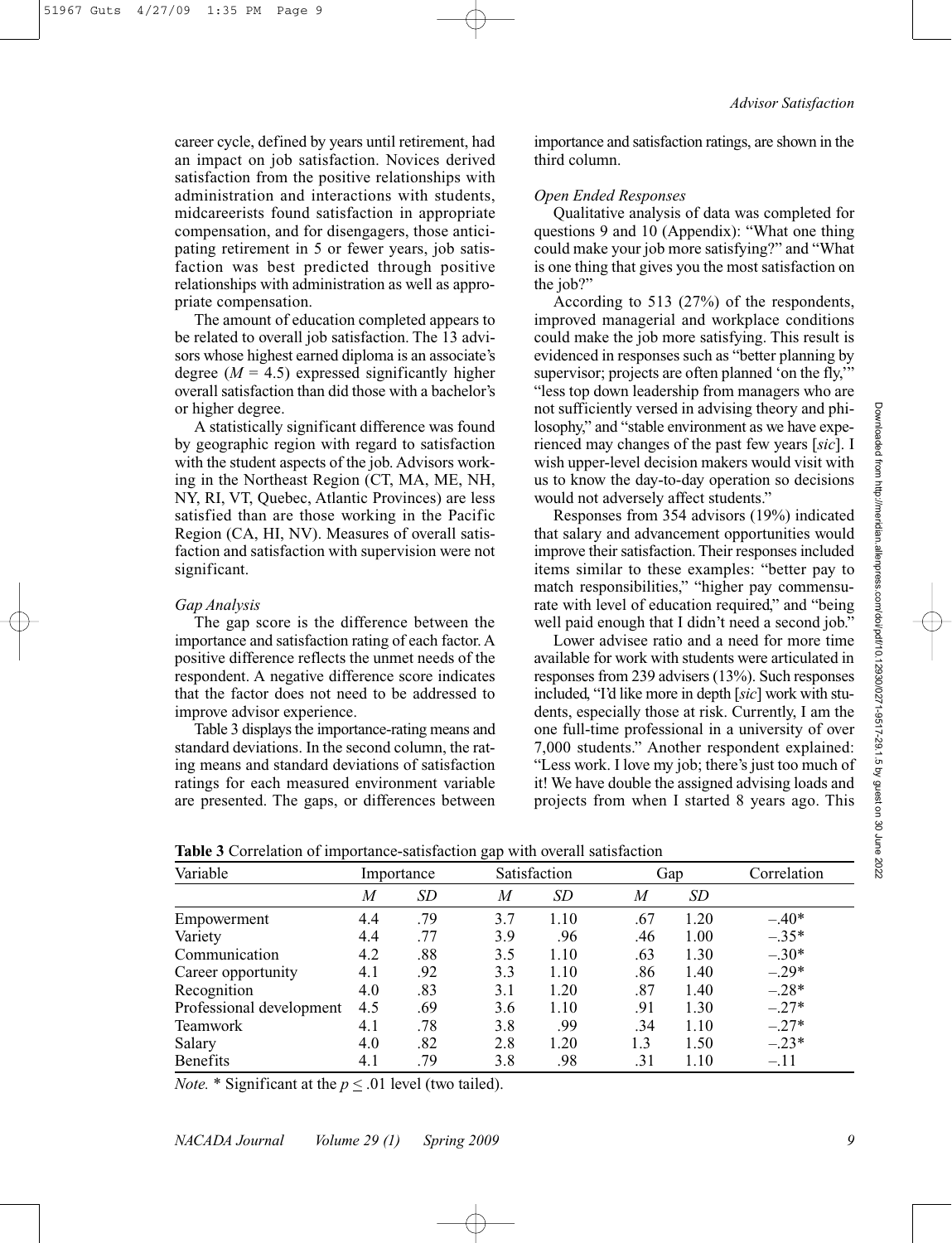career cycle, defined by years until retirement, had an impact on job satisfaction. Novices derived satisfaction from the positive relationships with administration and interactions with students, midcareerists found satisfaction in appropriate compensation, and for disengagers, those anticipating retirement in 5 or fewer years, job satisfaction was best predicted through positive relationships with administration as well as appropriate compensation.

The amount of education completed appears to be related to overall job satisfaction. The 13 advisors whose highest earned diploma is an associate's degree ($M = 4.5$) expressed significantly higher overall satisfaction than did those with a bachelor's or higher degree.

A statistically significant difference was found by geographic region with regard to satisfaction with the student aspects of the job. Advisors working in the Northeast Region (CT, MA, ME, NH, NY, RI, VT, Quebec, Atlantic Provinces) are less satisfied than are those working in the Pacific Region (CA, HI, NV). Measures of overall satisfaction and satisfaction with supervision were not significant.

### *Gap Analysis*

The gap score is the difference between the importance and satisfaction rating of each factor. A positive difference reflects the unmet needs of the respondent. A negative difference score indicates that the factor does not need to be addressed to improve advisor experience.

Table 3 displays the importance-rating means and standard deviations. In the second column, the rating means and standard deviations of satisfaction ratings for each measured environment variable are presented. The gaps, or differences between importance and satisfaction ratings, are shown in the third column.

### *Open Ended Responses*

Qualitative analysis of data was completed for questions 9 and 10 (Appendix): "What one thing could make your job more satisfying?" and "What is one thing that gives you the most satisfaction on the job?"

According to 513 (27%) of the respondents, improved managerial and workplace conditions could make the job more satisfying. This result is evidenced in responses such as "better planning by supervisor; projects are often planned 'on the fly,'" "less top down leadership from managers who are not sufficiently versed in advising theory and philosophy," and "stable environment as we have experienced may changes of the past few years [*sic*]. I wish upper-level decision makers would visit with us to know the day-to-day operation so decisions would not adversely affect students."

Responses from 354 advisors (19%) indicated that salary and advancement opportunities would improve their satisfaction. Their responses included items similar to these examples: "better pay to match responsibilities," "higher pay commensurate with level of education required," and "being well paid enough that I didn't need a second job."

Lower advisee ratio and a need for more time available for work with students were articulated in responses from 239 advisers (13%). Such responses included, "I'd like more in depth [*sic*] work with students, especially those at risk. Currently, I am the one full-time professional in a university of over 7,000 students." Another respondent explained: "Less work. I love my job; there's just too much of it! We have double the assigned advising loads and projects from when I started 8 years ago. This

**Table 3** Correlation of importance-satisfaction gap with overall satisfaction

| Variable | Importance | | Satisfaction | | Gap | | Correlation |
|---|---|---|---|---|---|---|---|
| | *M* | *SD* | *M* | *SD* | *M* | *SD* | |
| Empowerment | 4.4 | .79 | 3.7 | 1.10 | .67 | 1.20 | –.40* |
| Variety | 4.4 | .77 | 3.9 | .96 | .46 | 1.00 | –.35* |
| Communication | 4.2 | .88 | 3.5 | 1.10 | .63 | 1.30 | –.30* |
| Career opportunity | 4.1 | .92 | 3.3 | 1.10 | .86 | 1.40 | –.29* |
| Recognition | 4.0 | .83 | 3.1 | 1.20 | .87 | 1.40 | –.28* |
| Professional development | 4.5 | .69 | 3.6 | 1.10 | .91 | 1.30 | –.27* |
| Teamwork | 4.1 | .78 | 3.8 | .99 | .34 | 1.10 | –.27* |
| Salary | 4.0 | .82 | 2.8 | 1.20 | 1.3 | 1.50 | –.23* |
| Benefits | 4.1 | .79 | 3.8 | .98 | .31 | 1.10 | –.11 |

*Note.* * Significant at the $p \leq .01$ level (two tailed).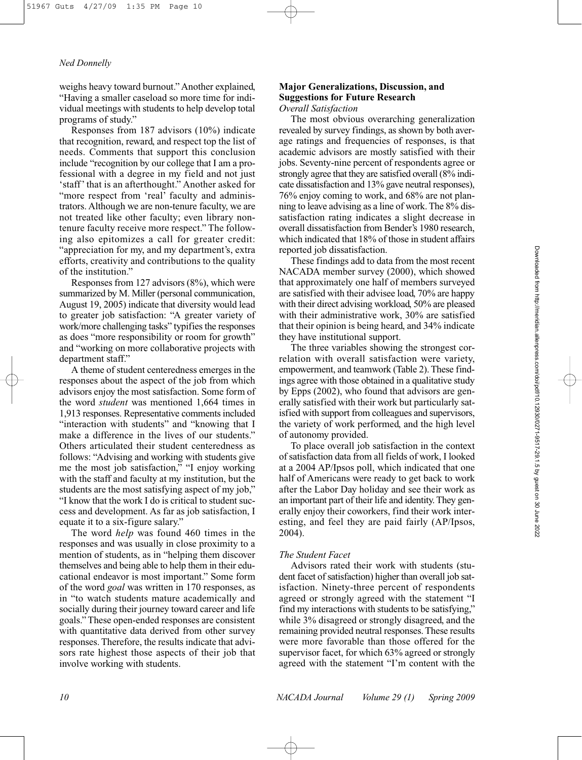weighs heavy toward burnout." Another explained, "Having a smaller caseload so more time for individual meetings with students to help develop total programs of study."

Responses from 187 advisors (10%) indicate that recognition, reward, and respect top the list of needs. Comments that support this conclusion include "recognition by our college that I am a professional with a degree in my field and not just 'staff' that is an afterthought." Another asked for "more respect from 'real' faculty and administrators. Although we are non-tenure faculty, we are not treated like other faculty; even library non-tenure faculty receive more respect." The following also epitomizes a call for greater credit: "appreciation for my, and my department's, extra efforts, creativity and contributions to the quality of the institution."

Responses from 127 advisors (8%), which were summarized by M. Miller (personal communication, August 19, 2005) indicate that diversity would lead to greater job satisfaction: "A greater variety of work/more challenging tasks" typifies the responses as does "more responsibility or room for growth" and "working on more collaborative projects with department staff."

A theme of student centeredness emerges in the responses about the aspect of the job from which advisors enjoy the most satisfaction. Some form of the word *student* was mentioned 1,664 times in 1,913 responses. Representative comments included "interaction with students" and "knowing that I make a difference in the lives of our students." Others articulated their student centeredness as follows: "Advising and working with students give me the most job satisfaction," "I enjoy working with the staff and faculty at my institution, but the students are the most satisfying aspect of my job," "I know that the work I do is critical to student success and development. As far as job satisfaction, I equate it to a six-figure salary."

The word *help* was found 460 times in the responses and was usually in close proximity to a mention of students, as in "helping them discover themselves and being able to help them in their educational endeavor is most important." Some form of the word *goal* was written in 170 responses, as in "to watch students mature academically and socially during their journey toward career and life goals." These open-ended responses are consistent with quantitative data derived from other survey responses. Therefore, the results indicate that advisors rate highest those aspects of their job that involve working with students.

## Major Generalizations, Discussion, and Suggestions for Future Research

### *Overall Satisfaction*

The most obvious overarching generalization revealed by survey findings, as shown by both average ratings and frequencies of responses, is that academic advisors are mostly satisfied with their jobs. Seventy-nine percent of respondents agree or strongly agree that they are satisfied overall (8% indicate dissatisfaction and 13% gave neutral responses), 76% enjoy coming to work, and 68% are not planning to leave advising as a line of work. The 8% dissatisfaction rating indicates a slight decrease in overall dissatisfaction from Bender's 1980 research, which indicated that 18% of those in student affairs reported job dissatisfaction.

These findings add to data from the most recent NACADA member survey (2000), which showed that approximately one half of members surveyed are satisfied with their advisee load, 70% are happy with their direct advising workload, 50% are pleased with their administrative work, 30% are satisfied that their opinion is being heard, and 34% indicate they have institutional support.

The three variables showing the strongest correlation with overall satisfaction were variety, empowerment, and teamwork (Table 2). These findings agree with those obtained in a qualitative study by Epps (2002), who found that advisors are generally satisfied with their work but particularly satisfied with support from colleagues and supervisors, the variety of work performed, and the high level of autonomy provided.

To place overall job satisfaction in the context of satisfaction data from all fields of work, I looked at a 2004 AP/Ipsos poll, which indicated that one half of Americans were ready to get back to work after the Labor Day holiday and see their work as an important part of their life and identity. They generally enjoy their coworkers, find their work interesting, and feel they are paid fairly (AP/Ipsos, 2004).

### *The Student Facet*

Advisors rated their work with students (student facet of satisfaction) higher than overall job satisfaction. Ninety-three percent of respondents agreed or strongly agreed with the statement "I find my interactions with students to be satisfying," while 3% disagreed or strongly disagreed, and the remaining provided neutral responses. These results were more favorable than those offered for the supervisor facet, for which 63% agreed or strongly agreed with the statement "I'm content with the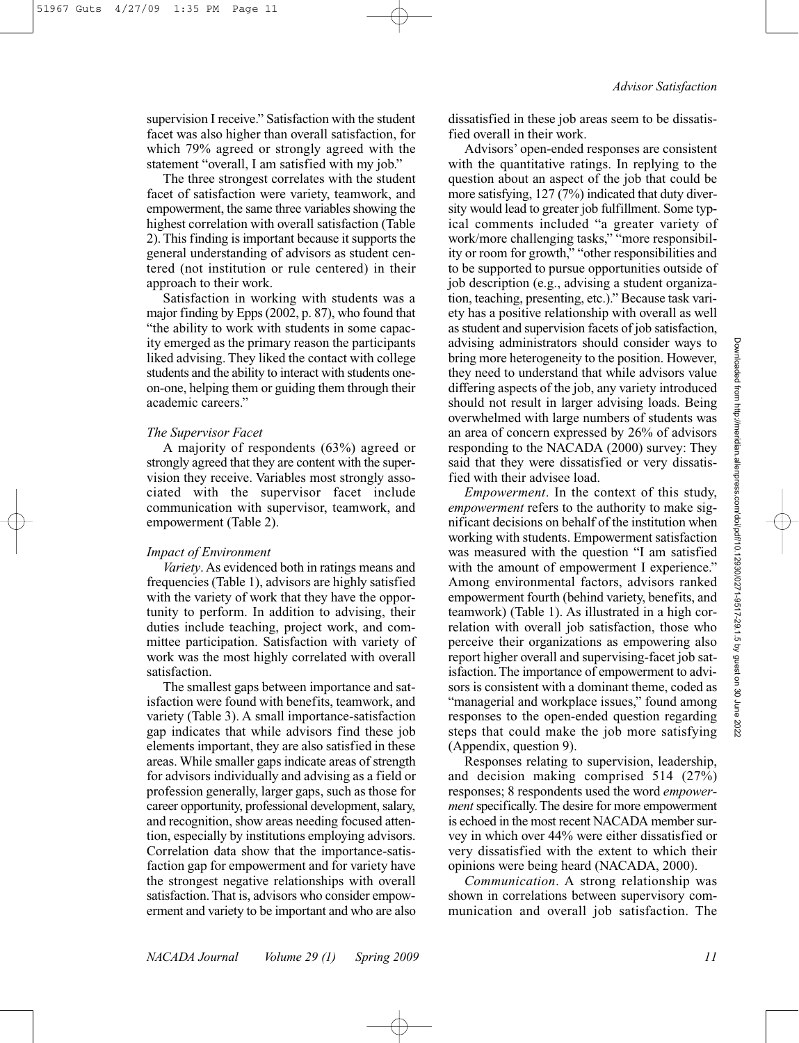supervision I receive." Satisfaction with the student facet was also higher than overall satisfaction, for which 79% agreed or strongly agreed with the statement "overall, I am satisfied with my job."

The three strongest correlates with the student facet of satisfaction were variety, teamwork, and empowerment, the same three variables showing the highest correlation with overall satisfaction (Table 2). This finding is important because it supports the general understanding of advisors as student centered (not institution or rule centered) in their approach to their work.

Satisfaction in working with students was a major finding by Epps (2002, p. 87), who found that "the ability to work with students in some capacity emerged as the primary reason the participants liked advising. They liked the contact with college students and the ability to interact with students one-on-one, helping them or guiding them through their academic careers."

### *The Supervisor Facet*

A majority of respondents (63%) agreed or strongly agreed that they are content with the supervision they receive. Variables most strongly associated with the supervisor facet include communication with supervisor, teamwork, and empowerment (Table 2).

### *Impact of Environment*

*Variety*. As evidenced both in ratings means and frequencies (Table 1), advisors are highly satisfied with the variety of work that they have the opportunity to perform. In addition to advising, their duties include teaching, project work, and committee participation. Satisfaction with variety of work was the most highly correlated with overall satisfaction.

The smallest gaps between importance and satisfaction were found with benefits, teamwork, and variety (Table 3). A small importance-satisfaction gap indicates that while advisors find these job elements important, they are also satisfied in these areas. While smaller gaps indicate areas of strength for advisors individually and advising as a field or profession generally, larger gaps, such as those for career opportunity, professional development, salary, and recognition, show areas needing focused attention, especially by institutions employing advisors. Correlation data show that the importance-satisfaction gap for empowerment and for variety have the strongest negative relationships with overall satisfaction. That is, advisors who consider empowerment and variety to be important and who are also dissatisfied in these job areas seem to be dissatisfied overall in their work.

Advisors' open-ended responses are consistent with the quantitative ratings. In replying to the question about an aspect of the job that could be more satisfying, 127 (7%) indicated that duty diversity would lead to greater job fulfillment. Some typical comments included "a greater variety of work/more challenging tasks," "more responsibility or room for growth," "other responsibilities and to be supported to pursue opportunities outside of job description (e.g., advising a student organization, teaching, presenting, etc.)." Because task variety has a positive relationship with overall as well as student and supervision facets of job satisfaction, advising administrators should consider ways to bring more heterogeneity to the position. However, they need to understand that while advisors value differing aspects of the job, any variety introduced should not result in larger advising loads. Being overwhelmed with large numbers of students was an area of concern expressed by 26% of advisors responding to the NACADA (2000) survey: They said that they were dissatisfied or very dissatisfied with their advisee load.

*Empowerment*. In the context of this study, *empowerment* refers to the authority to make significant decisions on behalf of the institution when working with students. Empowerment satisfaction was measured with the question "I am satisfied with the amount of empowerment I experience." Among environmental factors, advisors ranked empowerment fourth (behind variety, benefits, and teamwork) (Table 1). As illustrated in a high correlation with overall job satisfaction, those who perceive their organizations as empowering also report higher overall and supervising-facet job satisfaction. The importance of empowerment to advisors is consistent with a dominant theme, coded as "managerial and workplace issues," found among responses to the open-ended question regarding steps that could make the job more satisfying (Appendix, question 9).

Responses relating to supervision, leadership, and decision making comprised 514 (27%) responses; 8 respondents used the word *empowerment* specifically. The desire for more empowerment is echoed in the most recent NACADA member survey in which over 44% were either dissatisfied or very dissatisfied with the extent to which their opinions were being heard (NACADA, 2000).

*Communication*. A strong relationship was shown in correlations between supervisory communication and overall job satisfaction. The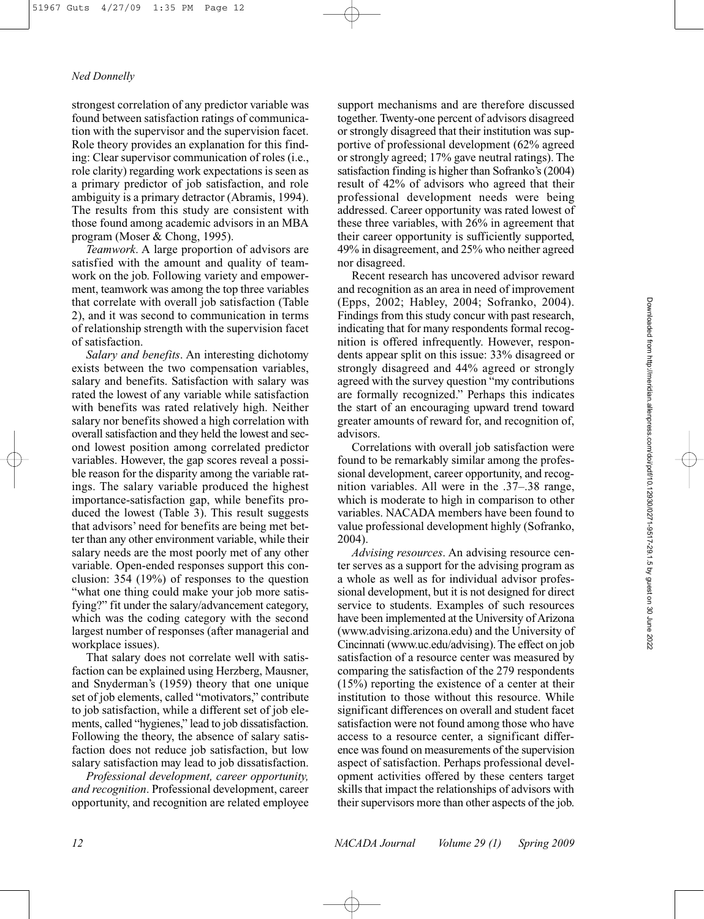strongest correlation of any predictor variable was found between satisfaction ratings of communication with the supervisor and the supervision facet. Role theory provides an explanation for this finding: Clear supervisor communication of roles (i.e., role clarity) regarding work expectations is seen as a primary predictor of job satisfaction, and role ambiguity is a primary detractor (Abramis, 1994). The results from this study are consistent with those found among academic advisors in an MBA program (Moser & Chong, 1995).

*Teamwork*. A large proportion of advisors are satisfied with the amount and quality of teamwork on the job. Following variety and empowerment, teamwork was among the top three variables that correlate with overall job satisfaction (Table 2), and it was second to communication in terms of relationship strength with the supervision facet of satisfaction.

*Salary and benefits*. An interesting dichotomy exists between the two compensation variables, salary and benefits. Satisfaction with salary was rated the lowest of any variable while satisfaction with benefits was rated relatively high. Neither salary nor benefits showed a high correlation with overall satisfaction and they held the lowest and second lowest position among correlated predictor variables. However, the gap scores reveal a possible reason for the disparity among the variable ratings. The salary variable produced the highest importance-satisfaction gap, while benefits produced the lowest (Table 3). This result suggests that advisors' need for benefits are being met better than any other environment variable, while their salary needs are the most poorly met of any other variable. Open-ended responses support this conclusion: 354 (19%) of responses to the question "what one thing could make your job more satisfying?" fit under the salary/advancement category, which was the coding category with the second largest number of responses (after managerial and workplace issues).

That salary does not correlate well with satisfaction can be explained using Herzberg, Mausner, and Snyderman's (1959) theory that one unique set of job elements, called "motivators," contribute to job satisfaction, while a different set of job elements, called "hygienes," lead to job dissatisfaction. Following the theory, the absence of salary satisfaction does not reduce job satisfaction, but low salary satisfaction may lead to job dissatisfaction.

*Professional development, career opportunity, and recognition*. Professional development, career opportunity, and recognition are related employee support mechanisms and are therefore discussed together. Twenty-one percent of advisors disagreed or strongly disagreed that their institution was supportive of professional development (62% agreed or strongly agreed; 17% gave neutral ratings). The satisfaction finding is higher than Sofranko's (2004) result of 42% of advisors who agreed that their professional development needs were being addressed. Career opportunity was rated lowest of these three variables, with 26% in agreement that their career opportunity is sufficiently supported, 49% in disagreement, and 25% who neither agreed nor disagreed.

Recent research has uncovered advisor reward and recognition as an area in need of improvement (Epps, 2002; Habley, 2004; Sofranko, 2004). Findings from this study concur with past research, indicating that for many respondents formal recognition is offered infrequently. However, respondents appear split on this issue: 33% disagreed or strongly disagreed and 44% agreed or strongly agreed with the survey question "my contributions are formally recognized." Perhaps this indicates the start of an encouraging upward trend toward greater amounts of reward for, and recognition of, advisors.

Correlations with overall job satisfaction were found to be remarkably similar among the professional development, career opportunity, and recognition variables. All were in the .37–.38 range, which is moderate to high in comparison to other variables. NACADA members have been found to value professional development highly (Sofranko, 2004).

*Advising resources*. An advising resource center serves as a support for the advising program as a whole as well as for individual advisor professional development, but it is not designed for direct service to students. Examples of such resources have been implemented at the University of Arizona (www.advising.arizona.edu) and the University of Cincinnati (www.uc.edu/advising). The effect on job satisfaction of a resource center was measured by comparing the satisfaction of the 279 respondents (15%) reporting the existence of a center at their institution to those without this resource. While significant differences on overall and student facet satisfaction were not found among those who have access to a resource center, a significant difference was found on measurements of the supervision aspect of satisfaction. Perhaps professional development activities offered by these centers target skills that impact the relationships of advisors with their supervisors more than other aspects of the job.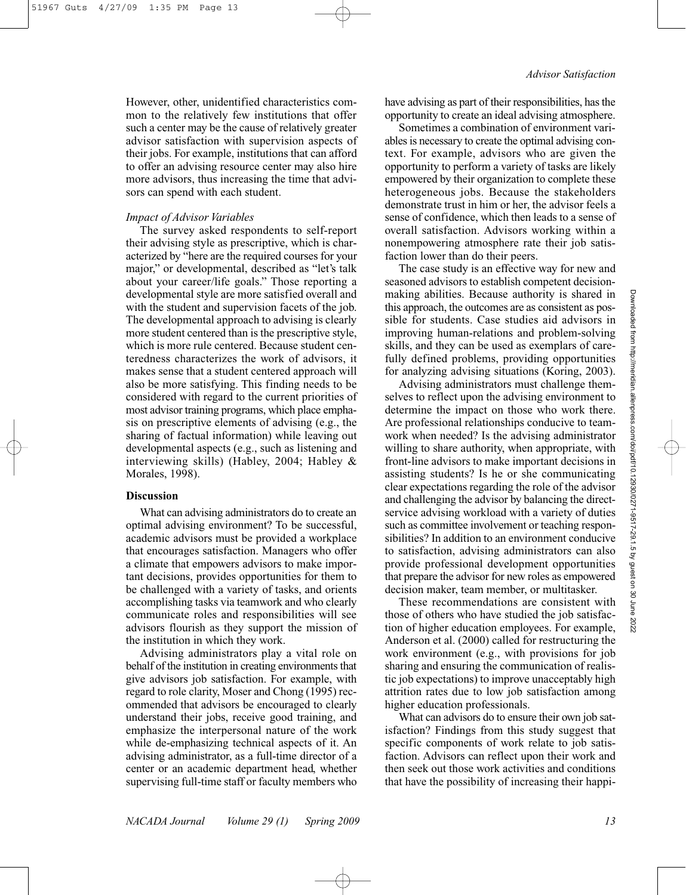However, other, unidentified characteristics common to the relatively few institutions that offer such a center may be the cause of relatively greater advisor satisfaction with supervision aspects of their jobs. For example, institutions that can afford to offer an advising resource center may also hire more advisors, thus increasing the time that advisors can spend with each student.

### *Impact of Advisor Variables*

The survey asked respondents to self-report their advising style as prescriptive, which is characterized by "here are the required courses for your major," or developmental, described as "let's talk about your career/life goals." Those reporting a developmental style are more satisfied overall and with the student and supervision facets of the job. The developmental approach to advising is clearly more student centered than is the prescriptive style, which is more rule centered. Because student centeredness characterizes the work of advisors, it makes sense that a student centered approach will also be more satisfying. This finding needs to be considered with regard to the current priorities of most advisor training programs, which place emphasis on prescriptive elements of advising (e.g., the sharing of factual information) while leaving out developmental aspects (e.g., such as listening and interviewing skills) (Habley, 2004; Habley & Morales, 1998).

## **Discussion**

What can advising administrators do to create an optimal advising environment? To be successful, academic advisors must be provided a workplace that encourages satisfaction. Managers who offer a climate that empowers advisors to make important decisions, provides opportunities for them to be challenged with a variety of tasks, and orients accomplishing tasks via teamwork and who clearly communicate roles and responsibilities will see advisors flourish as they support the mission of the institution in which they work.

Advising administrators play a vital role on behalf of the institution in creating environments that give advisors job satisfaction. For example, with regard to role clarity, Moser and Chong (1995) recommended that advisors be encouraged to clearly understand their jobs, receive good training, and emphasize the interpersonal nature of the work while de-emphasizing technical aspects of it. An advising administrator, as a full-time director of a center or an academic department head, whether supervising full-time staff or faculty members who have advising as part of their responsibilities, has the opportunity to create an ideal advising atmosphere.

Sometimes a combination of environment variables is necessary to create the optimal advising context. For example, advisors who are given the opportunity to perform a variety of tasks are likely empowered by their organization to complete these heterogeneous jobs. Because the stakeholders demonstrate trust in him or her, the advisor feels a sense of confidence, which then leads to a sense of overall satisfaction. Advisors working within a nonempowering atmosphere rate their job satisfaction lower than do their peers.

The case study is an effective way for new and seasoned advisors to establish competent decision-making abilities. Because authority is shared in this approach, the outcomes are as consistent as possible for students. Case studies aid advisors in improving human-relations and problem-solving skills, and they can be used as exemplars of carefully defined problems, providing opportunities for analyzing advising situations (Koring, 2003).

Advising administrators must challenge themselves to reflect upon the advising environment to determine the impact on those who work there. Are professional relationships conducive to teamwork when needed? Is the advising administrator willing to share authority, when appropriate, with front-line advisors to make important decisions in assisting students? Is he or she communicating clear expectations regarding the role of the advisor and challenging the advisor by balancing the direct-service advising workload with a variety of duties such as committee involvement or teaching responsibilities? In addition to an environment conducive to satisfaction, advising administrators can also provide professional development opportunities that prepare the advisor for new roles as empowered decision maker, team member, or multitasker.

These recommendations are consistent with those of others who have studied the job satisfaction of higher education employees. For example, Anderson et al. (2000) called for restructuring the work environment (e.g., with provisions for job sharing and ensuring the communication of realistic job expectations) to improve unacceptably high attrition rates due to low job satisfaction among higher education professionals.

What can advisors do to ensure their own job satisfaction? Findings from this study suggest that specific components of work relate to job satisfaction. Advisors can reflect upon their work and then seek out those work activities and conditions that have the possibility of increasing their happi-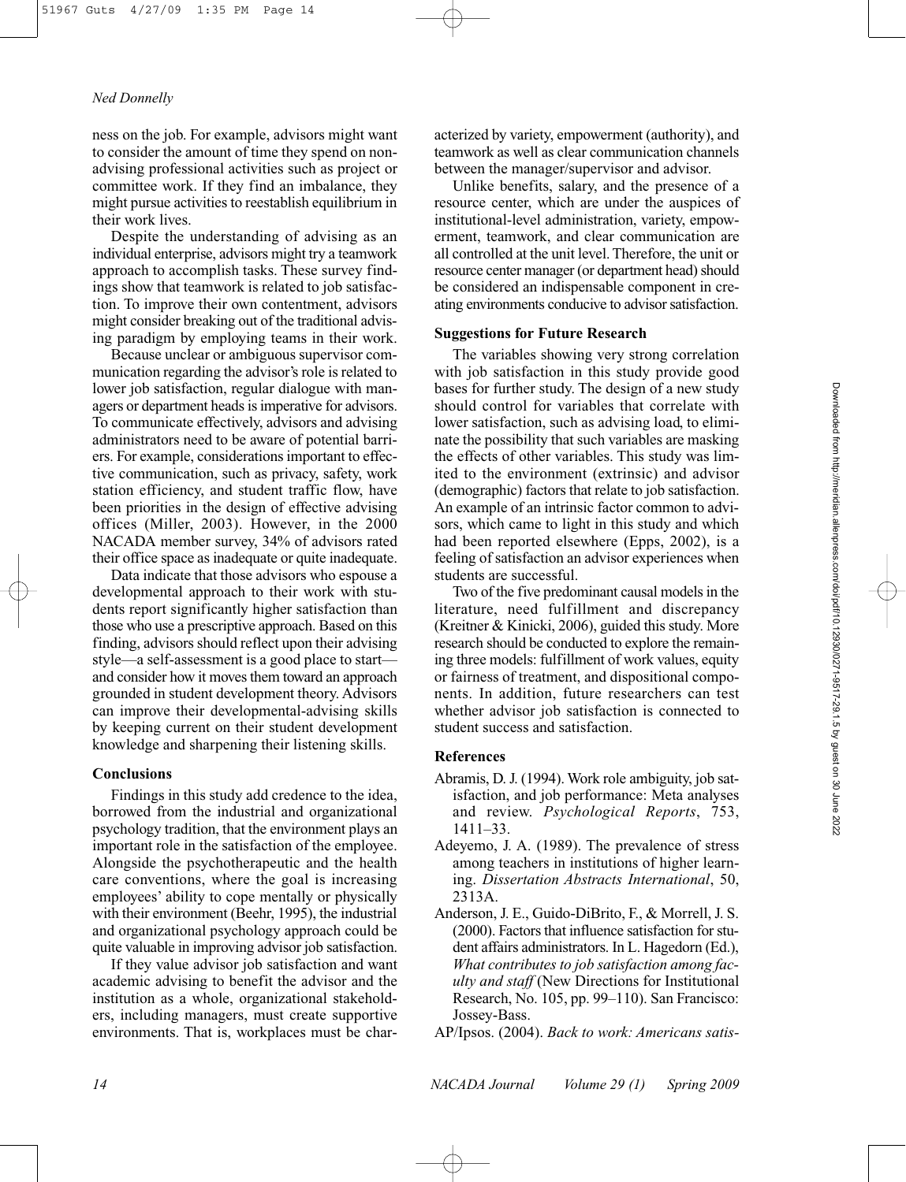ness on the job. For example, advisors might want to consider the amount of time they spend on non-advising professional activities such as project or committee work. If they find an imbalance, they might pursue activities to reestablish equilibrium in their work lives.

Despite the understanding of advising as an individual enterprise, advisors might try a teamwork approach to accomplish tasks. These survey findings show that teamwork is related to job satisfaction. To improve their own contentment, advisors might consider breaking out of the traditional advising paradigm by employing teams in their work.

Because unclear or ambiguous supervisor communication regarding the advisor's role is related to lower job satisfaction, regular dialogue with managers or department heads is imperative for advisors. To communicate effectively, advisors and advising administrators need to be aware of potential barriers. For example, considerations important to effective communication, such as privacy, safety, work station efficiency, and student traffic flow, have been priorities in the design of effective advising offices (Miller, 2003). However, in the 2000 NACADA member survey, 34% of advisors rated their office space as inadequate or quite inadequate.

Data indicate that those advisors who espouse a developmental approach to their work with students report significantly higher satisfaction than those who use a prescriptive approach. Based on this finding, advisors should reflect upon their advising style—a self-assessment is a good place to start—and consider how it moves them toward an approach grounded in student development theory. Advisors can improve their developmental-advising skills by keeping current on their student development knowledge and sharpening their listening skills.

## Conclusions

Findings in this study add credence to the idea, borrowed from the industrial and organizational psychology tradition, that the environment plays an important role in the satisfaction of the employee. Alongside the psychotherapeutic and the health care conventions, where the goal is increasing employees' ability to cope mentally or physically with their environment (Beehr, 1995), the industrial and organizational psychology approach could be quite valuable in improving advisor job satisfaction.

If they value advisor job satisfaction and want academic advising to benefit the advisor and the institution as a whole, organizational stakeholders, including managers, must create supportive environments. That is, workplaces must be characterized by variety, empowerment (authority), and teamwork as well as clear communication channels between the manager/supervisor and advisor.

Unlike benefits, salary, and the presence of a resource center, which are under the auspices of institutional-level administration, variety, empowerment, teamwork, and clear communication are all controlled at the unit level. Therefore, the unit or resource center manager (or department head) should be considered an indispensable component in creating environments conducive to advisor satisfaction.

## Suggestions for Future Research

The variables showing very strong correlation with job satisfaction in this study provide good bases for further study. The design of a new study should control for variables that correlate with lower satisfaction, such as advising load, to eliminate the possibility that such variables are masking the effects of other variables. This study was limited to the environment (extrinsic) and advisor (demographic) factors that relate to job satisfaction. An example of an intrinsic factor common to advisors, which came to light in this study and which had been reported elsewhere (Epps, 2002), is a feeling of satisfaction an advisor experiences when students are successful.

Two of the five predominant causal models in the literature, need fulfillment and discrepancy (Kreitner & Kinicki, 2006), guided this study. More research should be conducted to explore the remaining three models: fulfillment of work values, equity or fairness of treatment, and dispositional components. In addition, future researchers can test whether advisor job satisfaction is connected to student success and satisfaction.

## References

Abramis, D. J. (1994). Work role ambiguity, job satisfaction, and job performance: Meta analyses and review. *Psychological Reports*, 753, 1411–33.

Adeyemo, J. A. (1989). The prevalence of stress among teachers in institutions of higher learning. *Dissertation Abstracts International*, 50, 2313A.

Anderson, J. E., Guido-DiBrito, F., & Morrell, J. S. (2000). Factors that influence satisfaction for student affairs administrators. In L. Hagedorn (Ed.), *What contributes to job satisfaction among faculty and staff* (New Directions for Institutional Research, No. 105, pp. 99–110). San Francisco: Jossey-Bass.

AP/Ipsos. (2004). *Back to work: Americans satis-*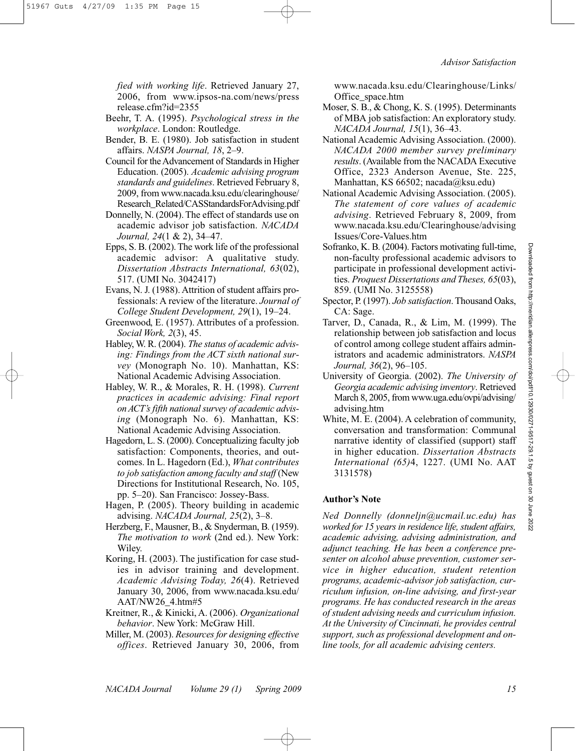*fied with working life*. Retrieved January 27, 2006, from www.ipsos-na.com/news/pressrelease.cfm?id=2355

Beehr, T. A. (1995). *Psychological stress in the workplace*. London: Routledge.

Bender, B. E. (1980). Job satisfaction in student affairs. *NASPA Journal, 18*, 2–9.

Council for the Advancement of Standards in Higher Education. (2005). *Academic advising program standards and guidelines*. Retrieved February 8, 2009, from www.nacada.ksu.edu/clearinghouse/Research_Related/CASStandardsForAdvising.pdf

Donnelly, N. (2004). The effect of standards use on academic advisor job satisfaction. *NACADA Journal, 24*(1 & 2), 34–47.

Epps, S. B. (2002). The work life of the professional academic advisor: A qualitative study. *Dissertation Abstracts International, 63*(02), 517. (UMI No. 3042417)

Evans, N. J. (1988). Attrition of student affairs professionals: A review of the literature. *Journal of College Student Development, 29*(1), 19–24.

Greenwood, E. (1957). Attributes of a profession. *Social Work, 2*(3), 45.

Habley, W. R. (2004). *The status of academic advising: Findings from the ACT sixth national survey* (Monograph No. 10). Manhattan, KS: National Academic Advising Association.

Habley, W. R., & Morales, R. H. (1998). *Current practices in academic advising: Final report on ACT's fifth national survey of academic advising* (Monograph No. 6). Manhattan, KS: National Academic Advising Association.

Hagedorn, L. S. (2000). Conceptualizing faculty job satisfaction: Components, theories, and outcomes. In L. Hagedorn (Ed.), *What contributes to job satisfaction among faculty and staff* (New Directions for Institutional Research, No. 105, pp. 5–20). San Francisco: Jossey-Bass.

Hagen, P. (2005). Theory building in academic advising. *NACADA Journal, 25*(2), 3–8.

Herzberg, F., Mausner, B., & Snyderman, B. (1959). *The motivation to work* (2nd ed.). New York: Wiley.

Koring, H. (2003). The justification for case studies in advisor training and development. *Academic Advising Today, 26*(4). Retrieved January 30, 2006, from www.nacada.ksu.edu/AAT/NW26_4.htm#5

Kreitner, R., & Kinicki, A. (2006). *Organizational behavior*. New York: McGraw Hill.

Miller, M. (2003). *Resources for designing effective offices*. Retrieved January 30, 2006, from www.nacada.ksu.edu/Clearinghouse/Links/Office_space.htm

Moser, S. B., & Chong, K. S. (1995). Determinants of MBA job satisfaction: An exploratory study. *NACADA Journal, 15*(1), 36–43.

National Academic Advising Association. (2000). *NACADA 2000 member survey preliminary results*. (Available from the NACADA Executive Office, 2323 Anderson Avenue, Ste. 225, Manhattan, KS 66502; nacada@ksu.edu)

National Academic Advising Association. (2005). *The statement of core values of academic advising*. Retrieved February 8, 2009, from www.nacada.ksu.edu/Clearinghouse/advising Issues/Core-Values.htm

Sofranko, K. B. (2004). Factors motivating full-time, non-faculty professional academic advisors to participate in professional development activities. *Proquest Dissertations and Theses, 65*(03), 859. (UMI No. 3125558)

Spector, P. (1997). *Job satisfaction*. Thousand Oaks, CA: Sage.

Tarver, D., Canada, R., & Lim, M. (1999). The relationship between job satisfaction and locus of control among college student affairs administrators and academic administrators. *NASPA Journal, 36*(2), 96–105.

University of Georgia. (2002). *The University of Georgia academic advising inventory*. Retrieved March 8, 2005, from www.uga.edu/ovpi/advising/advising.htm

White, M. E. (2004). A celebration of community, conversation and transformation: Communal narrative identity of classified (support) staff in higher education. *Dissertation Abstracts International (65)*4, 1227. (UMI No. AAT 3131578)

## Author's Note

*Ned Donnelly (donneljn@ucmail.uc.edu) has worked for 15 years in residence life, student affairs, academic advising, advising administration, and adjunct teaching. He has been a conference presenter on alcohol abuse prevention, customer service in higher education, student retention programs, academic-advisor job satisfaction, curriculum infusion, on-line advising, and first-year programs. He has conducted research in the areas of student advising needs and curriculum infusion. At the University of Cincinnati, he provides central support, such as professional development and online tools, for all academic advising centers.*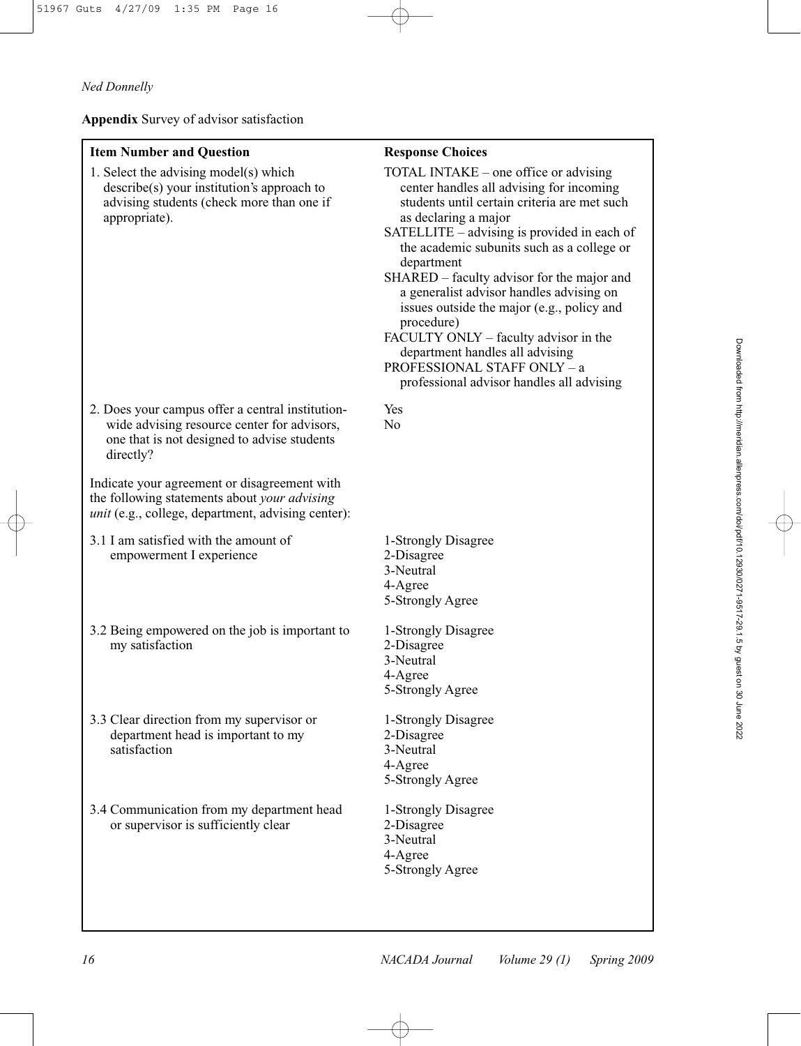**Appendix** Survey of advisor satisfaction

| **Item Number and Question** | **Response Choices** |
|---|---|
| 1. Select the advising model(s) which describe(s) your institution's approach to advising students (check more than one if appropriate). | TOTAL INTAKE – one office or advising center handles all advising for incoming students until certain criteria are met such as declaring a major<br>SATELLITE – advising is provided in each of the academic subunits such as a college or department<br>SHARED – faculty advisor for the major and a generalist advisor handles advising on issues outside the major (e.g., policy and procedure)<br>FACULTY ONLY – faculty advisor in the department handles all advising<br>PROFESSIONAL STAFF ONLY – a professional advisor handles all advising |
| 2. Does your campus offer a central institution-wide advising resource center for advisors, one that is not designed to advise students directly? | Yes<br>No |
| Indicate your agreement or disagreement with the following statements about *your advising unit* (e.g., college, department, advising center): | |
| 3.1 I am satisfied with the amount of empowerment I experience | 1-Strongly Disagree<br>2-Disagree<br>3-Neutral<br>4-Agree<br>5-Strongly Agree |
| 3.2 Being empowered on the job is important to my satisfaction | 1-Strongly Disagree<br>2-Disagree<br>3-Neutral<br>4-Agree<br>5-Strongly Agree |
| 3.3 Clear direction from my supervisor or department head is important to my satisfaction | 1-Strongly Disagree<br>2-Disagree<br>3-Neutral<br>4-Agree<br>5-Strongly Agree |
| 3.4 Communication from my department head or supervisor is sufficiently clear | 1-Strongly Disagree<br>2-Disagree<br>3-Neutral<br>4-Agree<br>5-Strongly Agree |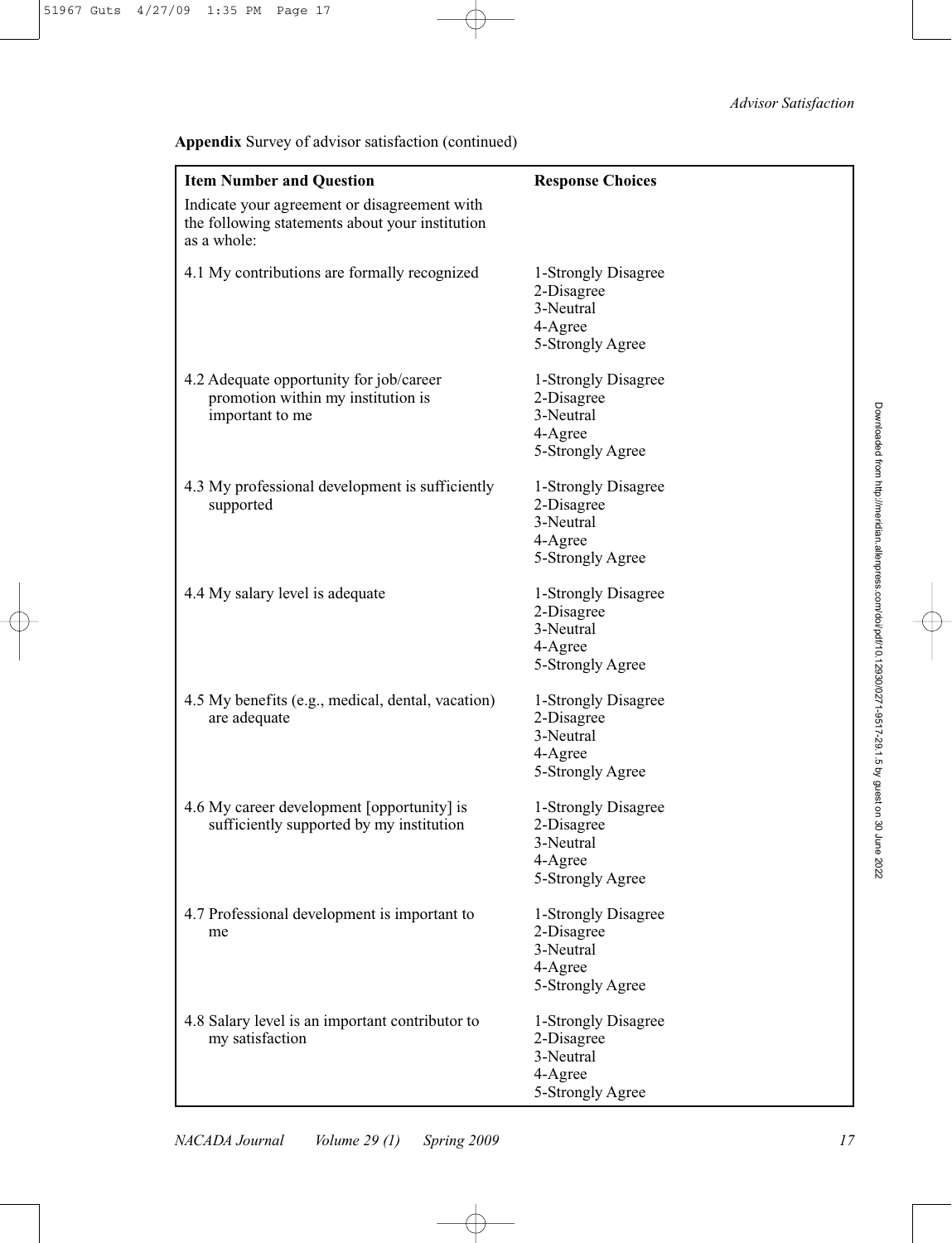**Appendix** Survey of advisor satisfaction (continued)

| Item Number and Question | Response Choices |
| --- | --- |
| Indicate your agreement or disagreement with the following statements about your institution as a whole: | |
| 4.1 My contributions are formally recognized | 1-Strongly Disagree<br>2-Disagree<br>3-Neutral<br>4-Agree<br>5-Strongly Agree |
| 4.2 Adequate opportunity for job/career promotion within my institution is important to me | 1-Strongly Disagree<br>2-Disagree<br>3-Neutral<br>4-Agree<br>5-Strongly Agree |
| 4.3 My professional development is sufficiently supported | 1-Strongly Disagree<br>2-Disagree<br>3-Neutral<br>4-Agree<br>5-Strongly Agree |
| 4.4 My salary level is adequate | 1-Strongly Disagree<br>2-Disagree<br>3-Neutral<br>4-Agree<br>5-Strongly Agree |
| 4.5 My benefits (e.g., medical, dental, vacation) are adequate | 1-Strongly Disagree<br>2-Disagree<br>3-Neutral<br>4-Agree<br>5-Strongly Agree |
| 4.6 My career development [opportunity] is sufficiently supported by my institution | 1-Strongly Disagree<br>2-Disagree<br>3-Neutral<br>4-Agree<br>5-Strongly Agree |
| 4.7 Professional development is important to me | 1-Strongly Disagree<br>2-Disagree<br>3-Neutral<br>4-Agree<br>5-Strongly Agree |
| 4.8 Salary level is an important contributor to my satisfaction | 1-Strongly Disagree<br>2-Disagree<br>3-Neutral<br>4-Agree<br>5-Strongly Agree |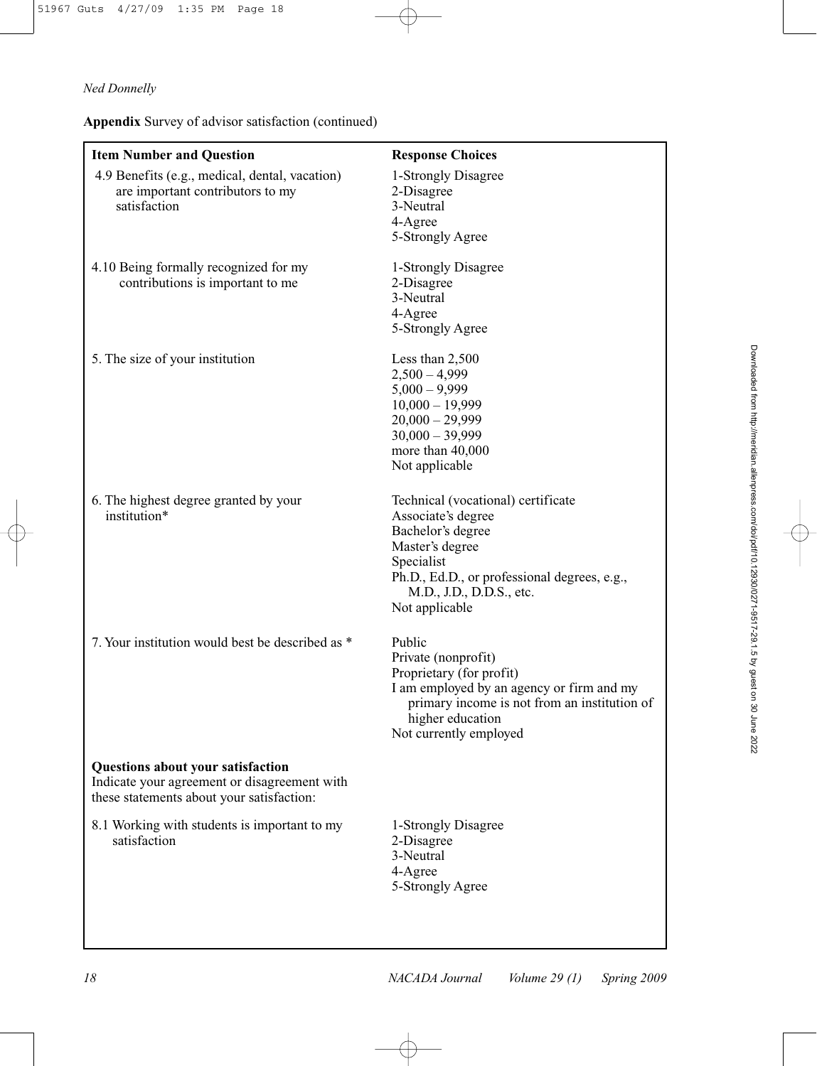**Appendix** Survey of advisor satisfaction (continued)

| Item Number and Question | Response Choices |
|---|---|
| 4.9 Benefits (e.g., medical, dental, vacation) are important contributors to my satisfaction | 1-Strongly Disagree<br>2-Disagree<br>3-Neutral<br>4-Agree<br>5-Strongly Agree |
| 4.10 Being formally recognized for my contributions is important to me | 1-Strongly Disagree<br>2-Disagree<br>3-Neutral<br>4-Agree<br>5-Strongly Agree |
| 5. The size of your institution | Less than 2,500<br>2,500 – 4,999<br>5,000 – 9,999<br>10,000 – 19,999<br>20,000 – 29,999<br>30,000 – 39,999<br>more than 40,000<br>Not applicable |
| 6. The highest degree granted by your institution* | Technical (vocational) certificate<br>Associate's degree<br>Bachelor's degree<br>Master's degree<br>Specialist<br>Ph.D., Ed.D., or professional degrees, e.g., M.D., J.D., D.D.S., etc.<br>Not applicable |
| 7. Your institution would best be described as * | Public<br>Private (nonprofit)<br>Proprietary (for profit)<br>I am employed by an agency or firm and my primary income is not from an institution of higher education<br>Not currently employed |
| **Questions about your satisfaction**<br>Indicate your agreement or disagreement with these statements about your satisfaction: | |
| 8.1 Working with students is important to my satisfaction | 1-Strongly Disagree<br>2-Disagree<br>3-Neutral<br>4-Agree<br>5-Strongly Agree |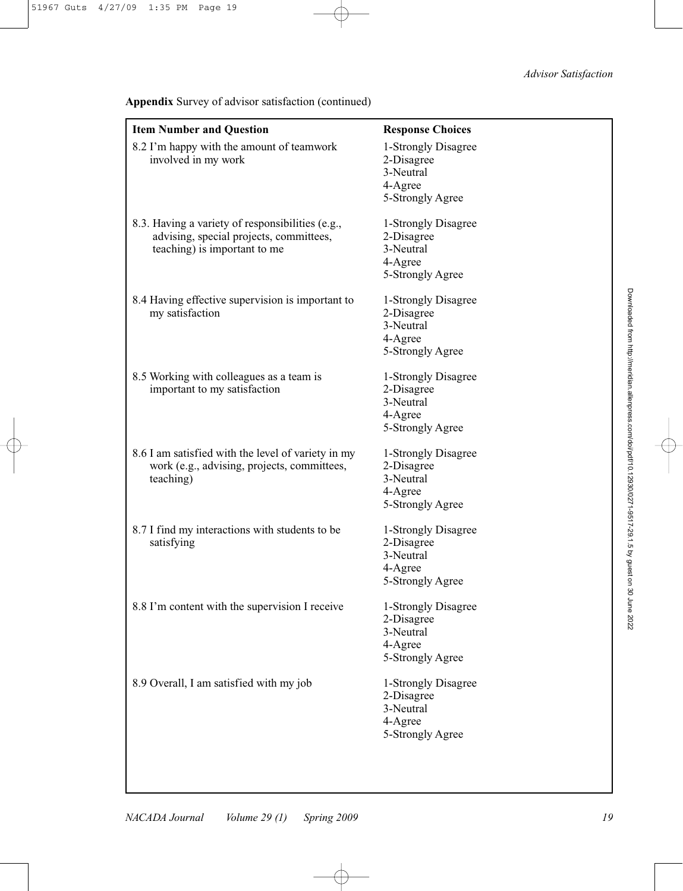**Appendix** Survey of advisor satisfaction (continued)

| Item Number and Question | Response Choices |
|---|---|
| 8.2 I'm happy with the amount of teamwork involved in my work | 1-Strongly Disagree<br>2-Disagree<br>3-Neutral<br>4-Agree<br>5-Strongly Agree |
| 8.3. Having a variety of responsibilities (e.g., advising, special projects, committees, teaching) is important to me | 1-Strongly Disagree<br>2-Disagree<br>3-Neutral<br>4-Agree<br>5-Strongly Agree |
| 8.4 Having effective supervision is important to my satisfaction | 1-Strongly Disagree<br>2-Disagree<br>3-Neutral<br>4-Agree<br>5-Strongly Agree |
| 8.5 Working with colleagues as a team is important to my satisfaction | 1-Strongly Disagree<br>2-Disagree<br>3-Neutral<br>4-Agree<br>5-Strongly Agree |
| 8.6 I am satisfied with the level of variety in my work (e.g., advising, projects, committees, teaching) | 1-Strongly Disagree<br>2-Disagree<br>3-Neutral<br>4-Agree<br>5-Strongly Agree |
| 8.7 I find my interactions with students to be satisfying | 1-Strongly Disagree<br>2-Disagree<br>3-Neutral<br>4-Agree<br>5-Strongly Agree |
| 8.8 I'm content with the supervision I receive | 1-Strongly Disagree<br>2-Disagree<br>3-Neutral<br>4-Agree<br>5-Strongly Agree |
| 8.9 Overall, I am satisfied with my job | 1-Strongly Disagree<br>2-Disagree<br>3-Neutral<br>4-Agree<br>5-Strongly Agree |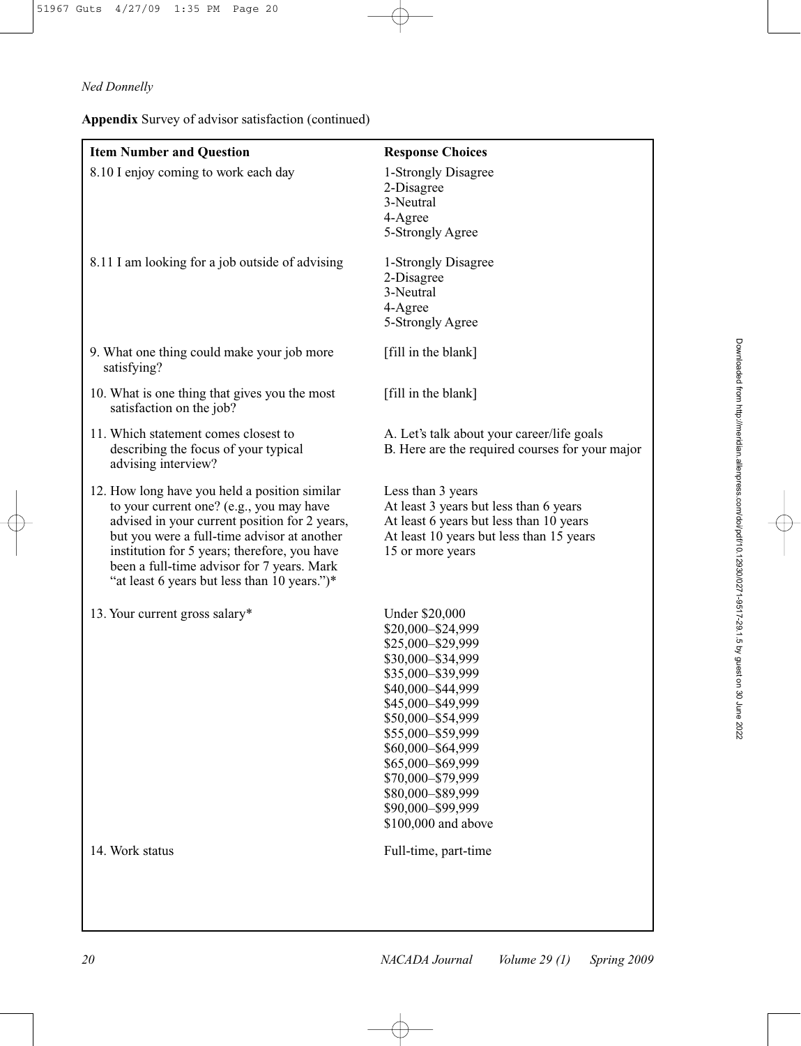**Appendix** Survey of advisor satisfaction (continued)

| Item Number and Question | Response Choices |
| --- | --- |
| 8.10 I enjoy coming to work each day | 1-Strongly Disagree<br>2-Disagree<br>3-Neutral<br>4-Agree<br>5-Strongly Agree |
| 8.11 I am looking for a job outside of advising | 1-Strongly Disagree<br>2-Disagree<br>3-Neutral<br>4-Agree<br>5-Strongly Agree |
| 9. What one thing could make your job more satisfying? | [fill in the blank] |
| 10. What is one thing that gives you the most satisfaction on the job? | [fill in the blank] |
| 11. Which statement comes closest to describing the focus of your typical advising interview? | A. Let's talk about your career/life goals<br>B. Here are the required courses for your major |
| 12. How long have you held a position similar to your current one? (e.g., you may have advised in your current position for 2 years, but you were a full-time advisor at another institution for 5 years; therefore, you have been a full-time advisor for 7 years. Mark "at least 6 years but less than 10 years.")* | Less than 3 years<br>At least 3 years but less than 6 years<br>At least 6 years but less than 10 years<br>At least 10 years but less than 15 years<br>15 or more years |
| 13. Your current gross salary* | Under $20,000<br>$20,000–$24,999<br>$25,000–$29,999<br>$30,000–$34,999<br>$35,000–$39,999<br>$40,000–$44,999<br>$45,000–$49,999<br>$50,000–$54,999<br>$55,000–$59,999<br>$60,000–$64,999<br>$65,000–$69,999<br>$70,000–$79,999<br>$80,000–$89,999<br>$90,000–$99,999<br>$100,000 and above |
| 14. Work status | Full-time, part-time |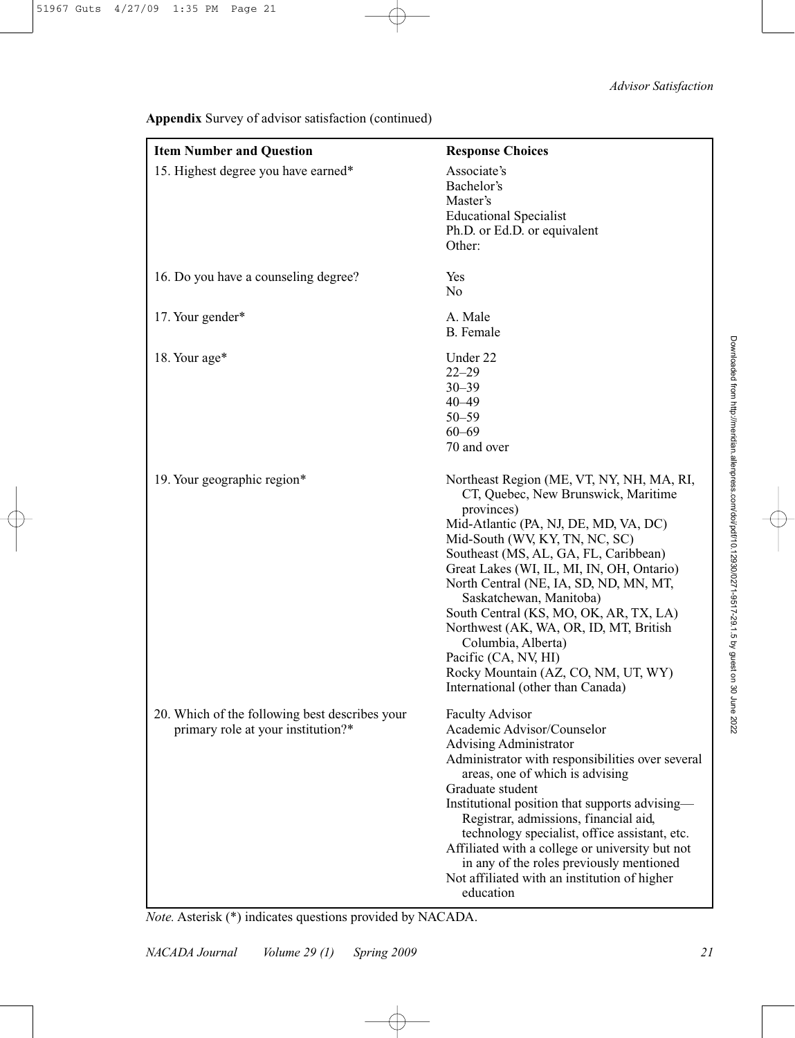**Appendix** Survey of advisor satisfaction (continued)

| Item Number and Question | Response Choices |
|---|---|
| 15. Highest degree you have earned* | Associate's<br>Bachelor's<br>Master's<br>Educational Specialist<br>Ph.D. or Ed.D. or equivalent<br>Other: |
| 16. Do you have a counseling degree? | Yes<br>No |
| 17. Your gender* | A. Male<br>B. Female |
| 18. Your age* | Under 22<br>22–29<br>30–39<br>40–49<br>50–59<br>60–69<br>70 and over |
| 19. Your geographic region* | Northeast Region (ME, VT, NY, NH, MA, RI, CT, Quebec, New Brunswick, Maritime provinces)<br>Mid-Atlantic (PA, NJ, DE, MD, VA, DC)<br>Mid-South (WV, KY, TN, NC, SC)<br>Southeast (MS, AL, GA, FL, Caribbean)<br>Great Lakes (WI, IL, MI, IN, OH, Ontario)<br>North Central (NE, IA, SD, ND, MN, MT, Saskatchewan, Manitoba)<br>South Central (KS, MO, OK, AR, TX, LA)<br>Northwest (AK, WA, OR, ID, MT, British Columbia, Alberta)<br>Pacific (CA, NV, HI)<br>Rocky Mountain (AZ, CO, NM, UT, WY)<br>International (other than Canada) |
| 20. Which of the following best describes your primary role at your institution?* | Faculty Advisor<br>Academic Advisor/Counselor<br>Advising Administrator<br>Administrator with responsibilities over several areas, one of which is advising<br>Graduate student<br>Institutional position that supports advising—Registrar, admissions, financial aid, technology specialist, office assistant, etc.<br>Affiliated with a college or university but not in any of the roles previously mentioned<br>Not affiliated with an institution of higher education |

*Note.* Asterisk (*) indicates questions provided by NACADA.